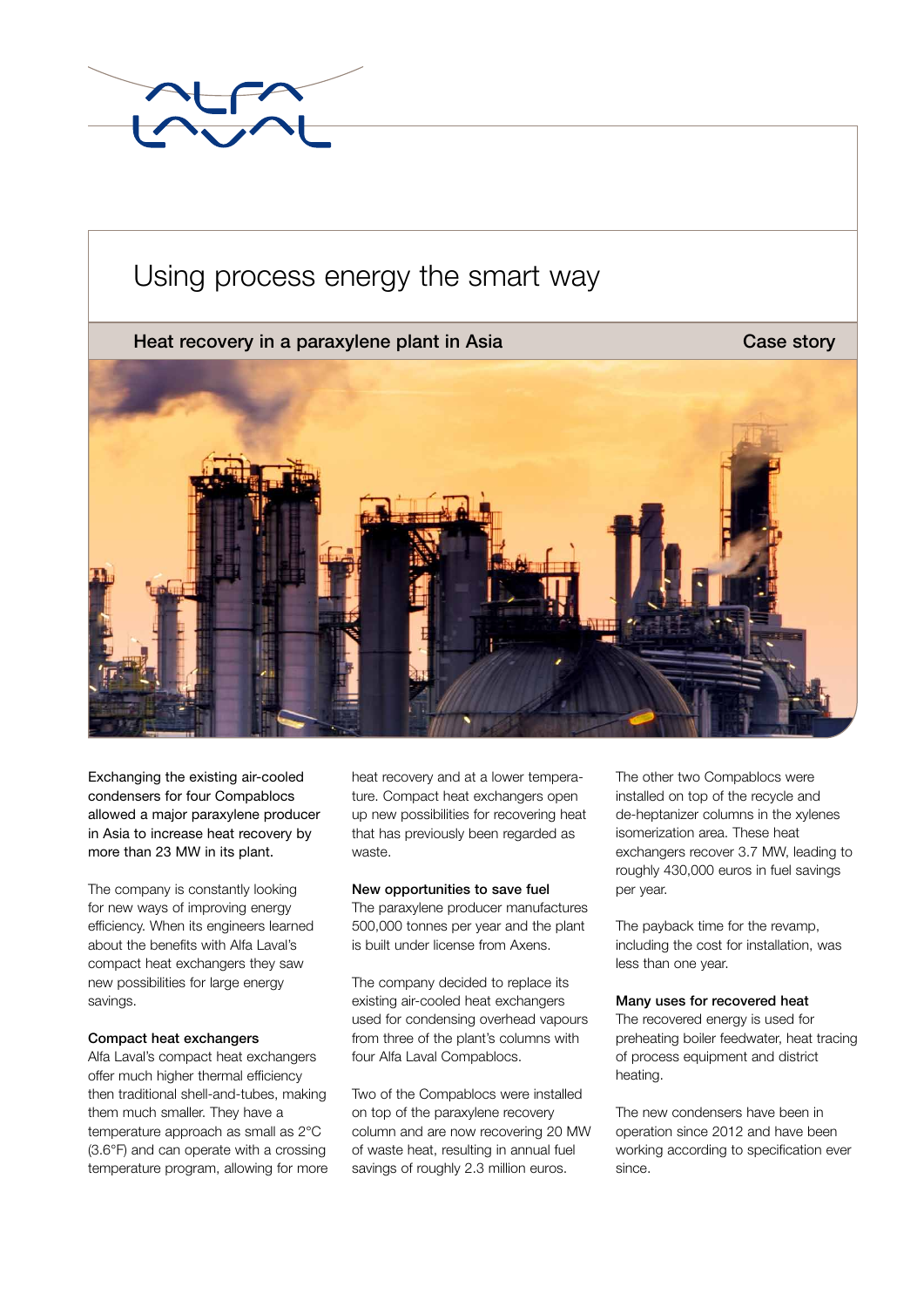# Using process energy the smart way

## Heat recovery in a paraxylene plant in Asia

Case story

**Exchanging the existing air-cooled condensers for four Compablocs allowed a major paraxylene producer in Asia to increase heat recovery by more than 23 MW in its plant.**

The company is constantly looking for new ways of improving energy efficiency. When its engineers learned about the benefits with Alfa Laval's compact heat exchangers they saw new possibilities for large energy savings.

### Compact heat exchangers

Alfa Laval's compact heat exchangers offer much higher thermal efficiency then traditional shell-and-tubes, making them much smaller. They have a temperature approach as small as 2°C (3.6°F) and can operate with a crossing temperature program, allowing for more heat recovery and at a lower temperature. Compact heat exchangers open up new possibilities for recovering heat that has previously been regarded as waste.

### New opportunities to save fuel

The paraxylene producer manufactures 500,000 tonnes per year and the plant is built under license from Axens.

The company decided to replace its existing air-cooled heat exchangers used for condensing overhead vapours from three of the plant's columns with four Alfa Laval Compablocs.

Two of the Compablocs were installed on top of the paraxylene recovery column and are now recovering 20 MW of waste heat, resulting in annual fuel savings of roughly 2.3 million euros.

The other two Compablocs were installed on top of the recycle and de-heptanizer columns in the xylenes isomerization area. These heat exchangers recover 3.7 MW, leading to roughly 430,000 euros in fuel savings per year.

The payback time for the revamp, including the cost for installation, was less than one year.

### Many uses for recovered heat

The recovered energy is used for preheating boiler feedwater, heat tracing of process equipment and district heating.

The new condensers have been in operation since 2012 and have been working according to specification ever since.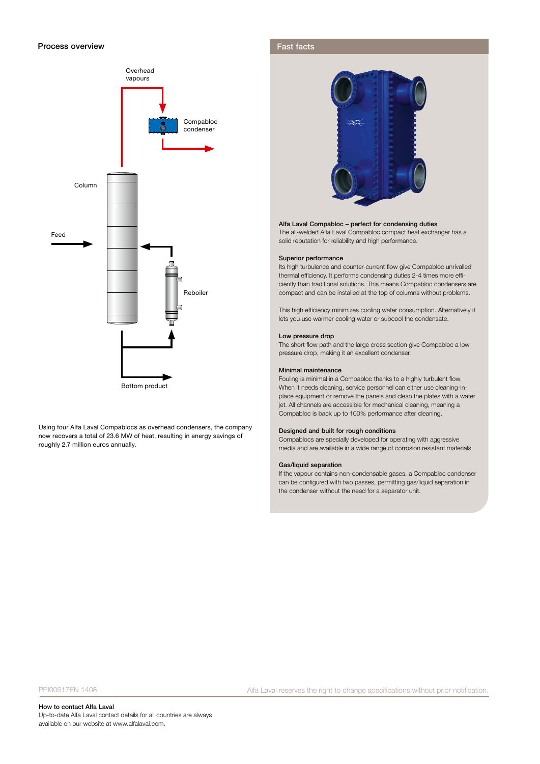## Process overview

Overhead vapours

Compabloc condenser

Column

Feed

Reboiler

Bottom product

Using four Alfa Laval Compablocs as overhead condensers, the company now recovers a total of 23.6 MW of heat, resulting in energy savings of roughly 2.7 million euros annually.

## Fast facts

**Alfa Laval Compabloc – perfect for condensing duties**

The all-welded Alfa Laval Compabloc compact heat exchanger has a solid reputation for reliability and high performance.

**Superior performance**

Its high turbulence and counter-current flow give Compabloc unrivalled thermal efficiency. It performs condensing duties 2-4 times more efficiently than traditional solutions. This means Compabloc condensers are compact and can be installed at the top of columns without problems.

This high efficiency minimizes cooling water consumption. Alternatively it lets you use warmer cooling water or subcool the condensate.

**Low pressure drop**

The short flow path and the large cross section give Compabloc a low pressure drop, making it an excellent condenser.

**Minimal maintenance**

Fouling is minimal in a Compabloc thanks to a highly turbulent flow. When it needs cleaning, service personnel can either use cleaning-in-place equipment or remove the panels and clean the plates with a water jet. All channels are accessible for mechanical cleaning, meaning a Compabloc is back up to 100% performance after cleaning.

**Designed and built for rough conditions**

Compablocs are specially developed for operating with aggressive media and are available in a wide range of corrosion resistant materials.

**Gas/liquid separation**

If the vapour contains non-condensable gases, a Compabloc condenser can be configured with two passes, permitting gas/liquid separation in the condenser without the need for a separator unit.

PPI00617EN 1408

Alfa Laval reserves the right to change specifications without prior notification.

**How to contact Alfa Laval**

Up-to-date Alfa Laval contact details for all countries are always available on our website at www.alfalaval.com.